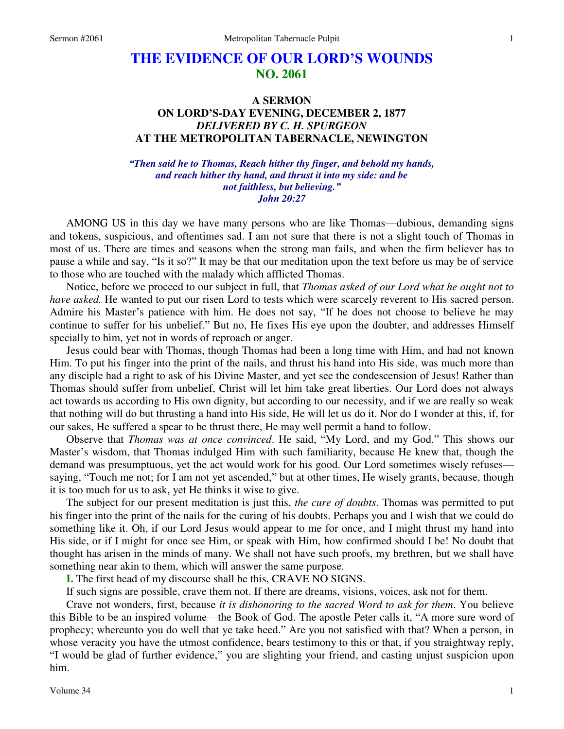# THE EVIDENCE OF OUR LORD'S WOUNDS
## NO. 2061

### A SERMON
### ON LORD'S-DAY EVENING, DECEMBER 2, 1877
### *DELIVERED BY C. H. SPURGEON*
### AT THE METROPOLITAN TABERNACLE, NEWINGTON

*"Then said he to Thomas, Reach hither thy finger, and behold my hands, and reach hither thy hand, and thrust it into my side: and be not faithless, but believing."*
*John 20:27*

AMONG US in this day we have many persons who are like Thomas—dubious, demanding signs and tokens, suspicious, and oftentimes sad. I am not sure that there is not a slight touch of Thomas in most of us. There are times and seasons when the strong man fails, and when the firm believer has to pause a while and say, "Is it so?" It may be that our meditation upon the text before us may be of service to those who are touched with the malady which afflicted Thomas.

Notice, before we proceed to our subject in full, that *Thomas asked of our Lord what he ought not to have asked.* He wanted to put our risen Lord to tests which were scarcely reverent to His sacred person. Admire his Master's patience with him. He does not say, "If he does not choose to believe he may continue to suffer for his unbelief." But no, He fixes His eye upon the doubter, and addresses Himself specially to him, yet not in words of reproach or anger.

Jesus could bear with Thomas, though Thomas had been a long time with Him, and had not known Him. To put his finger into the print of the nails, and thrust his hand into His side, was much more than any disciple had a right to ask of his Divine Master, and yet see the condescension of Jesus! Rather than Thomas should suffer from unbelief, Christ will let him take great liberties. Our Lord does not always act towards us according to His own dignity, but according to our necessity, and if we are really so weak that nothing will do but thrusting a hand into His side, He will let us do it. Nor do I wonder at this, if, for our sakes, He suffered a spear to be thrust there, He may well permit a hand to follow.

Observe that *Thomas was at once convinced*. He said, "My Lord, and my God." This shows our Master's wisdom, that Thomas indulged Him with such familiarity, because He knew that, though the demand was presumptuous, yet the act would work for his good. Our Lord sometimes wisely refuses—saying, "Touch me not; for I am not yet ascended," but at other times, He wisely grants, because, though it is too much for us to ask, yet He thinks it wise to give.

The subject for our present meditation is just this, *the cure of doubts*. Thomas was permitted to put his finger into the print of the nails for the curing of his doubts. Perhaps you and I wish that we could do something like it. Oh, if our Lord Jesus would appear to me for once, and I might thrust my hand into His side, or if I might for once see Him, or speak with Him, how confirmed should I be! No doubt that thought has arisen in the minds of many. We shall not have such proofs, my brethren, but we shall have something near akin to them, which will answer the same purpose.

**I.** The first head of my discourse shall be this, CRAVE NO SIGNS.

If such signs are possible, crave them not. If there are dreams, visions, voices, ask not for them.

Crave not wonders, first, because *it is dishonoring to the sacred Word to ask for them*. You believe this Bible to be an inspired volume—the Book of God. The apostle Peter calls it, "A more sure word of prophecy; whereunto you do well that ye take heed." Are you not satisfied with that? When a person, in whose veracity you have the utmost confidence, bears testimony to this or that, if you straightway reply, "I would be glad of further evidence," you are slighting your friend, and casting unjust suspicion upon him.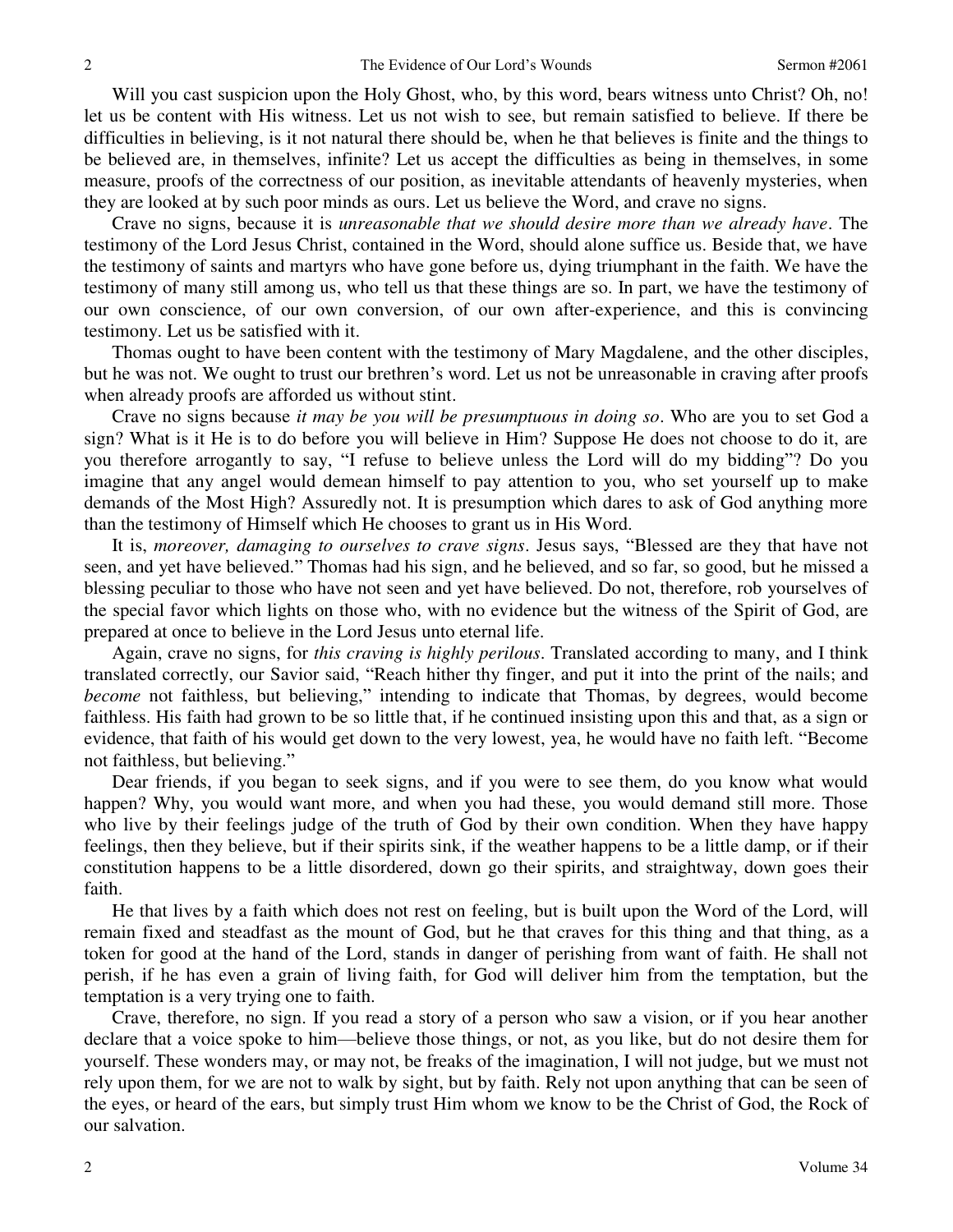Will you cast suspicion upon the Holy Ghost, who, by this word, bears witness unto Christ? Oh, no! let us be content with His witness. Let us not wish to see, but remain satisfied to believe. If there be difficulties in believing, is it not natural there should be, when he that believes is finite and the things to be believed are, in themselves, infinite? Let us accept the difficulties as being in themselves, in some measure, proofs of the correctness of our position, as inevitable attendants of heavenly mysteries, when they are looked at by such poor minds as ours. Let us believe the Word, and crave no signs.

Crave no signs, because it is *unreasonable that we should desire more than we already have*. The testimony of the Lord Jesus Christ, contained in the Word, should alone suffice us. Beside that, we have the testimony of saints and martyrs who have gone before us, dying triumphant in the faith. We have the testimony of many still among us, who tell us that these things are so. In part, we have the testimony of our own conscience, of our own conversion, of our own after-experience, and this is convincing testimony. Let us be satisfied with it.

Thomas ought to have been content with the testimony of Mary Magdalene, and the other disciples, but he was not. We ought to trust our brethren's word. Let us not be unreasonable in craving after proofs when already proofs are afforded us without stint.

Crave no signs because *it may be you will be presumptuous in doing so*. Who are you to set God a sign? What is it He is to do before you will believe in Him? Suppose He does not choose to do it, are you therefore arrogantly to say, "I refuse to believe unless the Lord will do my bidding"? Do you imagine that any angel would demean himself to pay attention to you, who set yourself up to make demands of the Most High? Assuredly not. It is presumption which dares to ask of God anything more than the testimony of Himself which He chooses to grant us in His Word.

It is, *moreover, damaging to ourselves to crave signs*. Jesus says, "Blessed are they that have not seen, and yet have believed." Thomas had his sign, and he believed, and so far, so good, but he missed a blessing peculiar to those who have not seen and yet have believed. Do not, therefore, rob yourselves of the special favor which lights on those who, with no evidence but the witness of the Spirit of God, are prepared at once to believe in the Lord Jesus unto eternal life.

Again, crave no signs, for *this craving is highly perilous*. Translated according to many, and I think translated correctly, our Savior said, "Reach hither thy finger, and put it into the print of the nails; and *become* not faithless, but believing," intending to indicate that Thomas, by degrees, would become faithless. His faith had grown to be so little that, if he continued insisting upon this and that, as a sign or evidence, that faith of his would get down to the very lowest, yea, he would have no faith left. "Become not faithless, but believing."

Dear friends, if you began to seek signs, and if you were to see them, do you know what would happen? Why, you would want more, and when you had these, you would demand still more. Those who live by their feelings judge of the truth of God by their own condition. When they have happy feelings, then they believe, but if their spirits sink, if the weather happens to be a little damp, or if their constitution happens to be a little disordered, down go their spirits, and straightway, down goes their faith.

He that lives by a faith which does not rest on feeling, but is built upon the Word of the Lord, will remain fixed and steadfast as the mount of God, but he that craves for this thing and that thing, as a token for good at the hand of the Lord, stands in danger of perishing from want of faith. He shall not perish, if he has even a grain of living faith, for God will deliver him from the temptation, but the temptation is a very trying one to faith.

Crave, therefore, no sign. If you read a story of a person who saw a vision, or if you hear another declare that a voice spoke to him—believe those things, or not, as you like, but do not desire them for yourself. These wonders may, or may not, be freaks of the imagination, I will not judge, but we must not rely upon them, for we are not to walk by sight, but by faith. Rely not upon anything that can be seen of the eyes, or heard of the ears, but simply trust Him whom we know to be the Christ of God, the Rock of our salvation.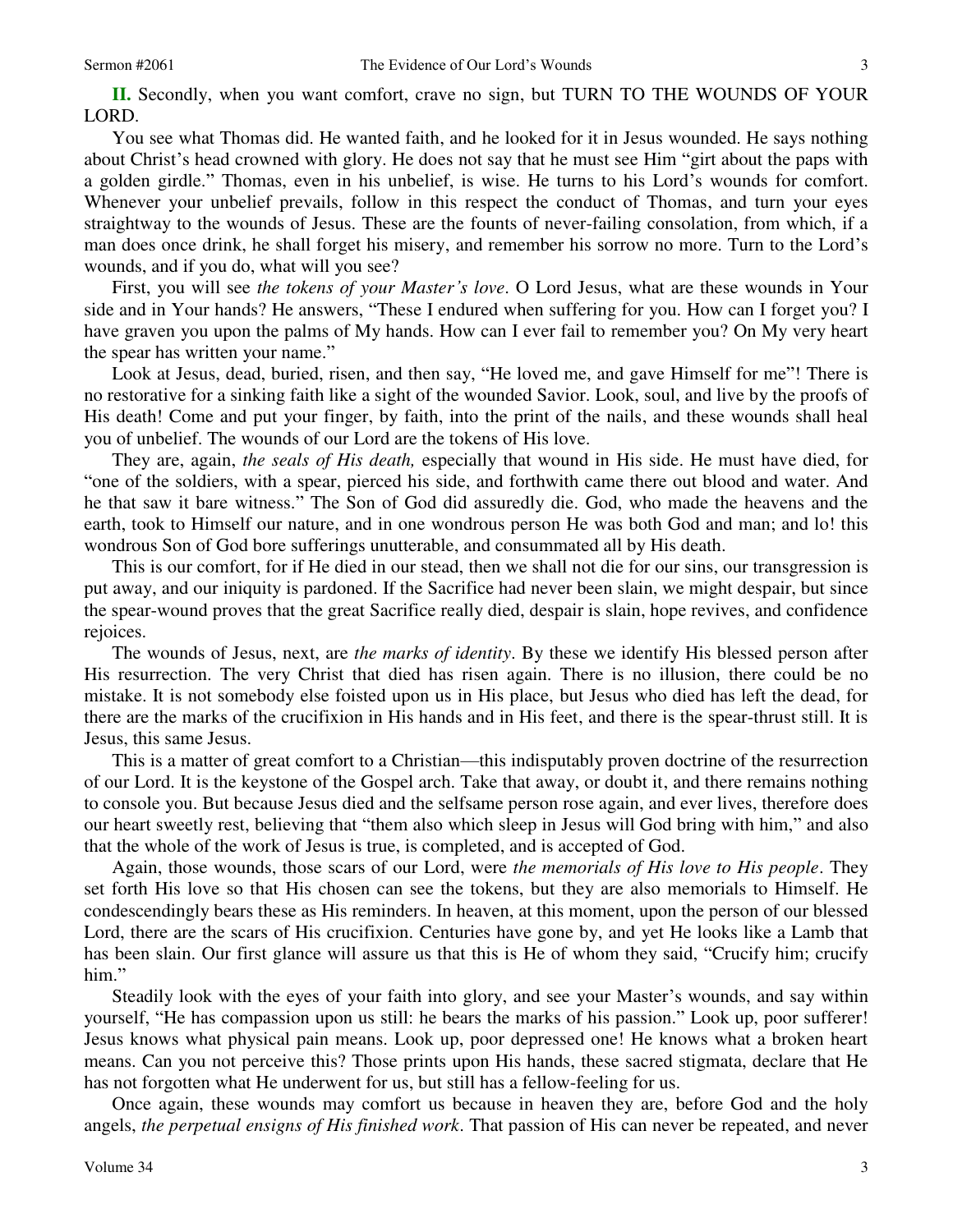**II.** Secondly, when you want comfort, crave no sign, but TURN TO THE WOUNDS OF YOUR LORD.

You see what Thomas did. He wanted faith, and he looked for it in Jesus wounded. He says nothing about Christ's head crowned with glory. He does not say that he must see Him "girt about the paps with a golden girdle." Thomas, even in his unbelief, is wise. He turns to his Lord's wounds for comfort. Whenever your unbelief prevails, follow in this respect the conduct of Thomas, and turn your eyes straightway to the wounds of Jesus. These are the founts of never-failing consolation, from which, if a man does once drink, he shall forget his misery, and remember his sorrow no more. Turn to the Lord's wounds, and if you do, what will you see?

First, you will see *the tokens of your Master's love*. O Lord Jesus, what are these wounds in Your side and in Your hands? He answers, "These I endured when suffering for you. How can I forget you? I have graven you upon the palms of My hands. How can I ever fail to remember you? On My very heart the spear has written your name."

Look at Jesus, dead, buried, risen, and then say, "He loved me, and gave Himself for me"! There is no restorative for a sinking faith like a sight of the wounded Savior. Look, soul, and live by the proofs of His death! Come and put your finger, by faith, into the print of the nails, and these wounds shall heal you of unbelief. The wounds of our Lord are the tokens of His love.

They are, again, *the seals of His death,* especially that wound in His side. He must have died, for "one of the soldiers, with a spear, pierced his side, and forthwith came there out blood and water. And he that saw it bare witness." The Son of God did assuredly die. God, who made the heavens and the earth, took to Himself our nature, and in one wondrous person He was both God and man; and lo! this wondrous Son of God bore sufferings unutterable, and consummated all by His death.

This is our comfort, for if He died in our stead, then we shall not die for our sins, our transgression is put away, and our iniquity is pardoned. If the Sacrifice had never been slain, we might despair, but since the spear-wound proves that the great Sacrifice really died, despair is slain, hope revives, and confidence rejoices.

The wounds of Jesus, next, are *the marks of identity*. By these we identify His blessed person after His resurrection. The very Christ that died has risen again. There is no illusion, there could be no mistake. It is not somebody else foisted upon us in His place, but Jesus who died has left the dead, for there are the marks of the crucifixion in His hands and in His feet, and there is the spear-thrust still. It is Jesus, this same Jesus.

This is a matter of great comfort to a Christian—this indisputably proven doctrine of the resurrection of our Lord. It is the keystone of the Gospel arch. Take that away, or doubt it, and there remains nothing to console you. But because Jesus died and the selfsame person rose again, and ever lives, therefore does our heart sweetly rest, believing that "them also which sleep in Jesus will God bring with him," and also that the whole of the work of Jesus is true, is completed, and is accepted of God.

Again, those wounds, those scars of our Lord, were *the memorials of His love to His people*. They set forth His love so that His chosen can see the tokens, but they are also memorials to Himself. He condescendingly bears these as His reminders. In heaven, at this moment, upon the person of our blessed Lord, there are the scars of His crucifixion. Centuries have gone by, and yet He looks like a Lamb that has been slain. Our first glance will assure us that this is He of whom they said, "Crucify him; crucify him."

Steadily look with the eyes of your faith into glory, and see your Master's wounds, and say within yourself, "He has compassion upon us still: he bears the marks of his passion." Look up, poor sufferer! Jesus knows what physical pain means. Look up, poor depressed one! He knows what a broken heart means. Can you not perceive this? Those prints upon His hands, these sacred stigmata, declare that He has not forgotten what He underwent for us, but still has a fellow-feeling for us.

Once again, these wounds may comfort us because in heaven they are, before God and the holy angels, *the perpetual ensigns of His finished work*. That passion of His can never be repeated, and never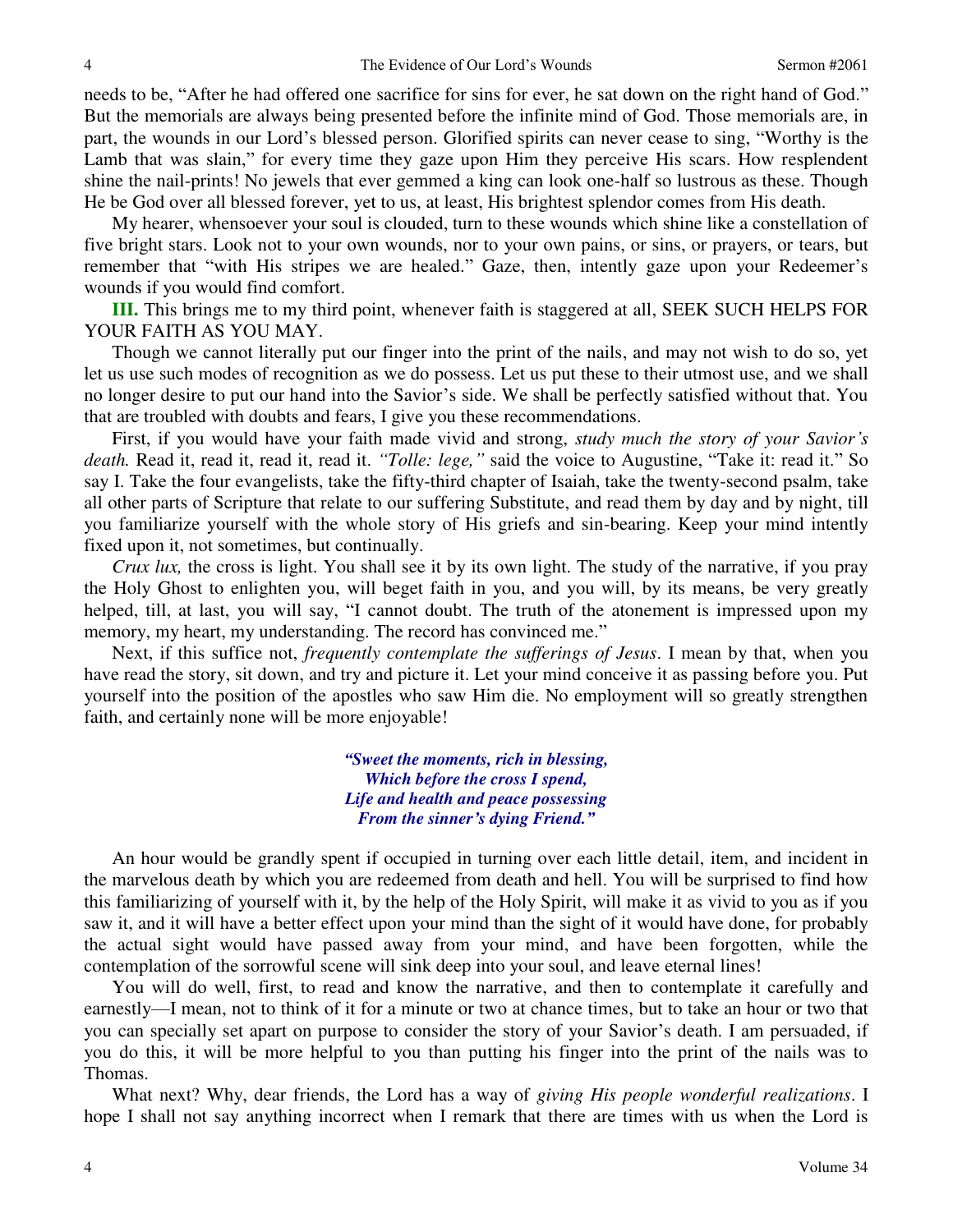needs to be, "After he had offered one sacrifice for sins for ever, he sat down on the right hand of God." But the memorials are always being presented before the infinite mind of God. Those memorials are, in part, the wounds in our Lord's blessed person. Glorified spirits can never cease to sing, "Worthy is the Lamb that was slain," for every time they gaze upon Him they perceive His scars. How resplendent shine the nail-prints! No jewels that ever gemmed a king can look one-half so lustrous as these. Though He be God over all blessed forever, yet to us, at least, His brightest splendor comes from His death.

My hearer, whensoever your soul is clouded, turn to these wounds which shine like a constellation of five bright stars. Look not to your own wounds, nor to your own pains, or sins, or prayers, or tears, but remember that "with His stripes we are healed." Gaze, then, intently gaze upon your Redeemer's wounds if you would find comfort.

**III.** This brings me to my third point, whenever faith is staggered at all, SEEK SUCH HELPS FOR YOUR FAITH AS YOU MAY.

Though we cannot literally put our finger into the print of the nails, and may not wish to do so, yet let us use such modes of recognition as we do possess. Let us put these to their utmost use, and we shall no longer desire to put our hand into the Savior's side. We shall be perfectly satisfied without that. You that are troubled with doubts and fears, I give you these recommendations.

First, if you would have your faith made vivid and strong, *study much the story of your Savior's death.* Read it, read it, read it, read it. *"Tolle: lege,"* said the voice to Augustine, "Take it: read it." So say I. Take the four evangelists, take the fifty-third chapter of Isaiah, take the twenty-second psalm, take all other parts of Scripture that relate to our suffering Substitute, and read them by day and by night, till you familiarize yourself with the whole story of His griefs and sin-bearing. Keep your mind intently fixed upon it, not sometimes, but continually.

*Crux lux,* the cross is light. You shall see it by its own light. The study of the narrative, if you pray the Holy Ghost to enlighten you, will beget faith in you, and you will, by its means, be very greatly helped, till, at last, you will say, "I cannot doubt. The truth of the atonement is impressed upon my memory, my heart, my understanding. The record has convinced me."

Next, if this suffice not, *frequently contemplate the sufferings of Jesus*. I mean by that, when you have read the story, sit down, and try and picture it. Let your mind conceive it as passing before you. Put yourself into the position of the apostles who saw Him die. No employment will so greatly strengthen faith, and certainly none will be more enjoyable!

> ***"Sweet the moments, rich in blessing,***
> ***Which before the cross I spend,***
> ***Life and health and peace possessing***
> ***From the sinner's dying Friend."***

An hour would be grandly spent if occupied in turning over each little detail, item, and incident in the marvelous death by which you are redeemed from death and hell. You will be surprised to find how this familiarizing of yourself with it, by the help of the Holy Spirit, will make it as vivid to you as if you saw it, and it will have a better effect upon your mind than the sight of it would have done, for probably the actual sight would have passed away from your mind, and have been forgotten, while the contemplation of the sorrowful scene will sink deep into your soul, and leave eternal lines!

You will do well, first, to read and know the narrative, and then to contemplate it carefully and earnestly—I mean, not to think of it for a minute or two at chance times, but to take an hour or two that you can specially set apart on purpose to consider the story of your Savior's death. I am persuaded, if you do this, it will be more helpful to you than putting his finger into the print of the nails was to Thomas.

What next? Why, dear friends, the Lord has a way of *giving His people wonderful realizations*. I hope I shall not say anything incorrect when I remark that there are times with us when the Lord is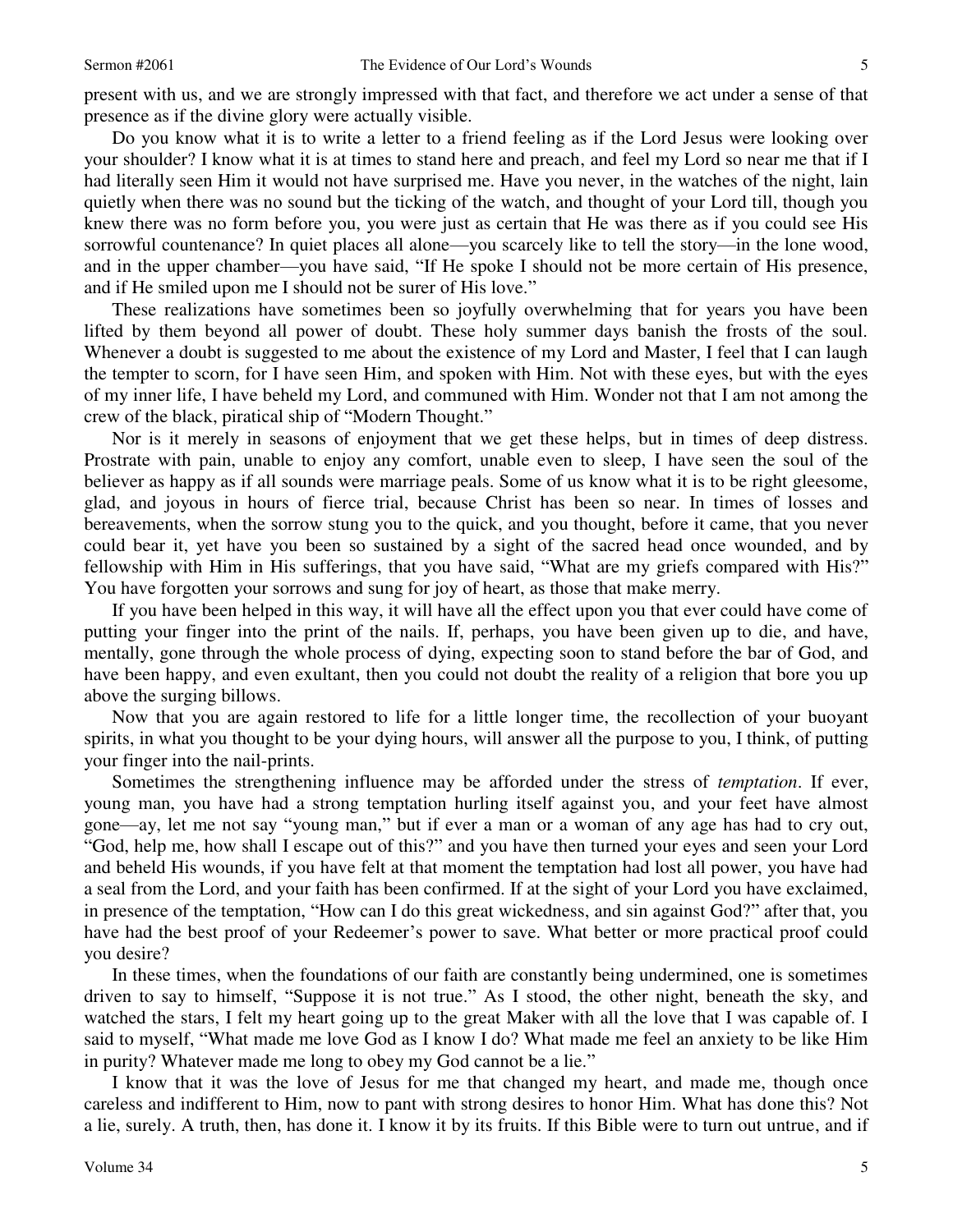present with us, and we are strongly impressed with that fact, and therefore we act under a sense of that presence as if the divine glory were actually visible.

Do you know what it is to write a letter to a friend feeling as if the Lord Jesus were looking over your shoulder? I know what it is at times to stand here and preach, and feel my Lord so near me that if I had literally seen Him it would not have surprised me. Have you never, in the watches of the night, lain quietly when there was no sound but the ticking of the watch, and thought of your Lord till, though you knew there was no form before you, you were just as certain that He was there as if you could see His sorrowful countenance? In quiet places all alone—you scarcely like to tell the story—in the lone wood, and in the upper chamber—you have said, "If He spoke I should not be more certain of His presence, and if He smiled upon me I should not be surer of His love."

These realizations have sometimes been so joyfully overwhelming that for years you have been lifted by them beyond all power of doubt. These holy summer days banish the frosts of the soul. Whenever a doubt is suggested to me about the existence of my Lord and Master, I feel that I can laugh the tempter to scorn, for I have seen Him, and spoken with Him. Not with these eyes, but with the eyes of my inner life, I have beheld my Lord, and communed with Him. Wonder not that I am not among the crew of the black, piratical ship of "Modern Thought."

Nor is it merely in seasons of enjoyment that we get these helps, but in times of deep distress. Prostrate with pain, unable to enjoy any comfort, unable even to sleep, I have seen the soul of the believer as happy as if all sounds were marriage peals. Some of us know what it is to be right gleesome, glad, and joyous in hours of fierce trial, because Christ has been so near. In times of losses and bereavements, when the sorrow stung you to the quick, and you thought, before it came, that you never could bear it, yet have you been so sustained by a sight of the sacred head once wounded, and by fellowship with Him in His sufferings, that you have said, "What are my griefs compared with His?" You have forgotten your sorrows and sung for joy of heart, as those that make merry.

If you have been helped in this way, it will have all the effect upon you that ever could have come of putting your finger into the print of the nails. If, perhaps, you have been given up to die, and have, mentally, gone through the whole process of dying, expecting soon to stand before the bar of God, and have been happy, and even exultant, then you could not doubt the reality of a religion that bore you up above the surging billows.

Now that you are again restored to life for a little longer time, the recollection of your buoyant spirits, in what you thought to be your dying hours, will answer all the purpose to you, I think, of putting your finger into the nail-prints.

Sometimes the strengthening influence may be afforded under the stress of *temptation*. If ever, young man, you have had a strong temptation hurling itself against you, and your feet have almost gone—ay, let me not say "young man," but if ever a man or a woman of any age has had to cry out, "God, help me, how shall I escape out of this?" and you have then turned your eyes and seen your Lord and beheld His wounds, if you have felt at that moment the temptation had lost all power, you have had a seal from the Lord, and your faith has been confirmed. If at the sight of your Lord you have exclaimed, in presence of the temptation, "How can I do this great wickedness, and sin against God?" after that, you have had the best proof of your Redeemer's power to save. What better or more practical proof could you desire?

In these times, when the foundations of our faith are constantly being undermined, one is sometimes driven to say to himself, "Suppose it is not true." As I stood, the other night, beneath the sky, and watched the stars, I felt my heart going up to the great Maker with all the love that I was capable of. I said to myself, "What made me love God as I know I do? What made me feel an anxiety to be like Him in purity? Whatever made me long to obey my God cannot be a lie."

I know that it was the love of Jesus for me that changed my heart, and made me, though once careless and indifferent to Him, now to pant with strong desires to honor Him. What has done this? Not a lie, surely. A truth, then, has done it. I know it by its fruits. If this Bible were to turn out untrue, and if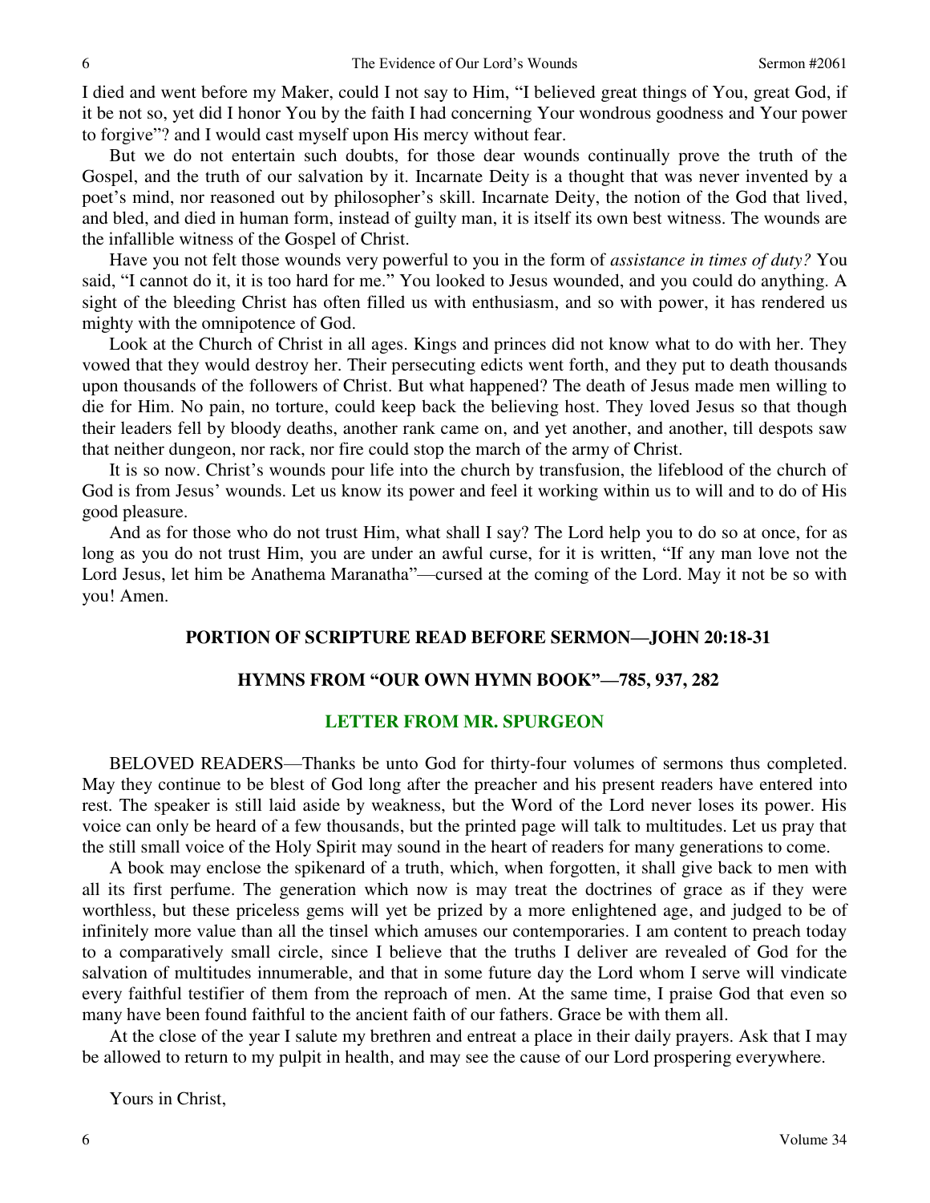I died and went before my Maker, could I not say to Him, "I believed great things of You, great God, if it be not so, yet did I honor You by the faith I had concerning Your wondrous goodness and Your power to forgive"? and I would cast myself upon His mercy without fear.

But we do not entertain such doubts, for those dear wounds continually prove the truth of the Gospel, and the truth of our salvation by it. Incarnate Deity is a thought that was never invented by a poet's mind, nor reasoned out by philosopher's skill. Incarnate Deity, the notion of the God that lived, and bled, and died in human form, instead of guilty man, it is itself its own best witness. The wounds are the infallible witness of the Gospel of Christ.

Have you not felt those wounds very powerful to you in the form of *assistance in times of duty?* You said, "I cannot do it, it is too hard for me." You looked to Jesus wounded, and you could do anything. A sight of the bleeding Christ has often filled us with enthusiasm, and so with power, it has rendered us mighty with the omnipotence of God.

Look at the Church of Christ in all ages. Kings and princes did not know what to do with her. They vowed that they would destroy her. Their persecuting edicts went forth, and they put to death thousands upon thousands of the followers of Christ. But what happened? The death of Jesus made men willing to die for Him. No pain, no torture, could keep back the believing host. They loved Jesus so that though their leaders fell by bloody deaths, another rank came on, and yet another, and another, till despots saw that neither dungeon, nor rack, nor fire could stop the march of the army of Christ.

It is so now. Christ's wounds pour life into the church by transfusion, the lifeblood of the church of God is from Jesus' wounds. Let us know its power and feel it working within us to will and to do of His good pleasure.

And as for those who do not trust Him, what shall I say? The Lord help you to do so at once, for as long as you do not trust Him, you are under an awful curse, for it is written, "If any man love not the Lord Jesus, let him be Anathema Maranatha"—cursed at the coming of the Lord. May it not be so with you! Amen.

## PORTION OF SCRIPTURE READ BEFORE SERMON—JOHN 20:18-31

## HYMNS FROM "OUR OWN HYMN BOOK"—785, 937, 282

## LETTER FROM MR. SPURGEON

BELOVED READERS—Thanks be unto God for thirty-four volumes of sermons thus completed. May they continue to be blest of God long after the preacher and his present readers have entered into rest. The speaker is still laid aside by weakness, but the Word of the Lord never loses its power. His voice can only be heard of a few thousands, but the printed page will talk to multitudes. Let us pray that the still small voice of the Holy Spirit may sound in the heart of readers for many generations to come.

A book may enclose the spikenard of a truth, which, when forgotten, it shall give back to men with all its first perfume. The generation which now is may treat the doctrines of grace as if they were worthless, but these priceless gems will yet be prized by a more enlightened age, and judged to be of infinitely more value than all the tinsel which amuses our contemporaries. I am content to preach today to a comparatively small circle, since I believe that the truths I deliver are revealed of God for the salvation of multitudes innumerable, and that in some future day the Lord whom I serve will vindicate every faithful testifier of them from the reproach of men. At the same time, I praise God that even so many have been found faithful to the ancient faith of our fathers. Grace be with them all.

At the close of the year I salute my brethren and entreat a place in their daily prayers. Ask that I may be allowed to return to my pulpit in health, and may see the cause of our Lord prospering everywhere.

Yours in Christ,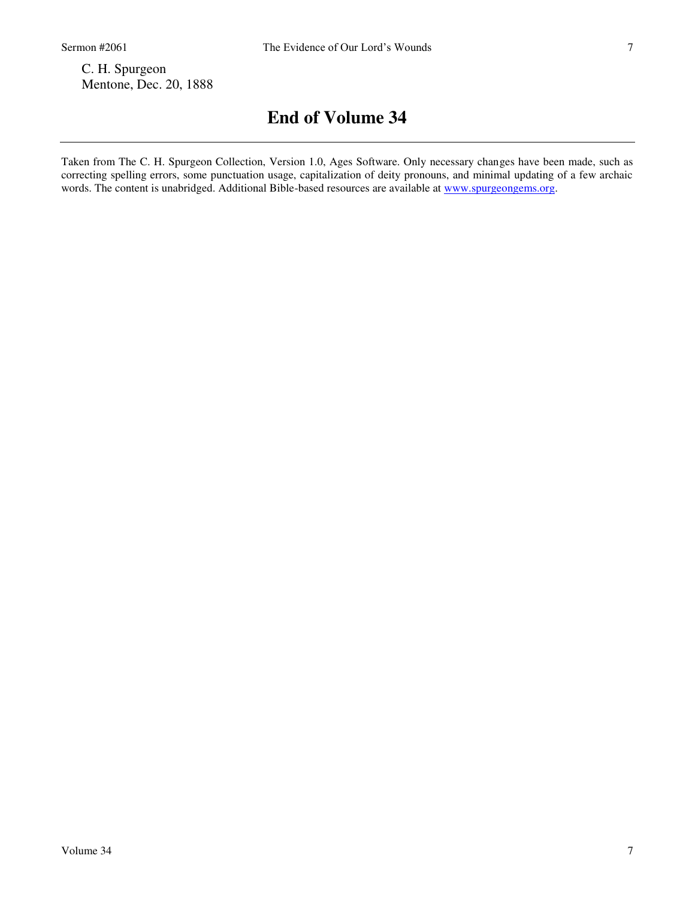C. H. Spurgeon
Mentone, Dec. 20, 1888

# End of Volume 34

---

Taken from The C. H. Spurgeon Collection, Version 1.0, Ages Software. Only necessary changes have been made, such as correcting spelling errors, some punctuation usage, capitalization of deity pronouns, and minimal updating of a few archaic words. The content is unabridged. Additional Bible-based resources are available at www.spurgeongems.org.